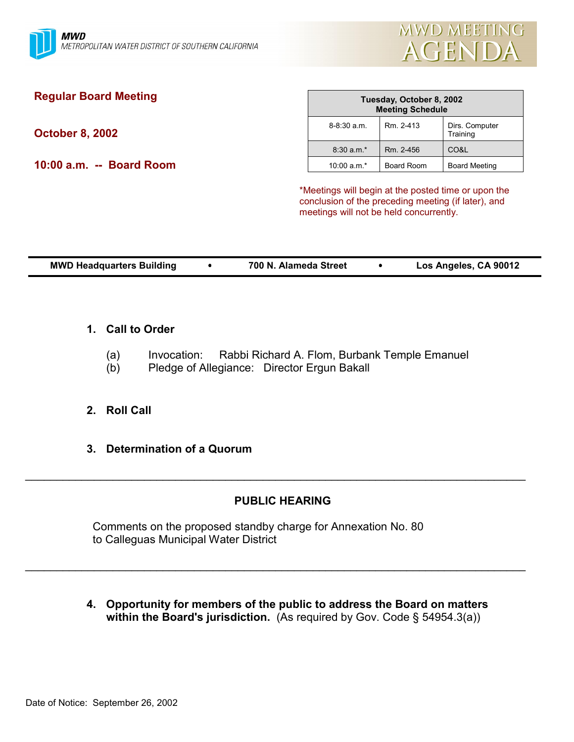**MWD**
METROPOLITAN WATER DISTRICT OF SOUTHERN CALIFORNIA

# MWD MEETING AGENDA

## Regular Board Meeting

**October 8, 2002**

**10:00 a.m. -- Board Room**

| Tuesday, October 8, 2002 Meeting Schedule | | |
|---|---|---|
| 8-8:30 a.m. | Rm. 2-413 | Dirs. Computer Training |
| 8:30 a.m.* | Rm. 2-456 | CO&L |
| 10:00 a.m.* | Board Room | Board Meeting |

*Meetings will begin at the posted time or upon the conclusion of the preceding meeting (if later), and meetings will not be held concurrently.

**MWD Headquarters Building • 700 N. Alameda Street • Los Angeles, CA 90012**

1. **Call to Order**

   (a) Invocation: Rabbi Richard A. Flom, Burbank Temple Emanuel
   (b) Pledge of Allegiance: Director Ergun Bakall

2. **Roll Call**

3. **Determination of a Quorum**

---

**PUBLIC HEARING**

Comments on the proposed standby charge for Annexation No. 80 to Calleguas Municipal Water District

---

4. **Opportunity for members of the public to address the Board on matters within the Board's jurisdiction.** (As required by Gov. Code § 54954.3(a))

Date of Notice: September 26, 2002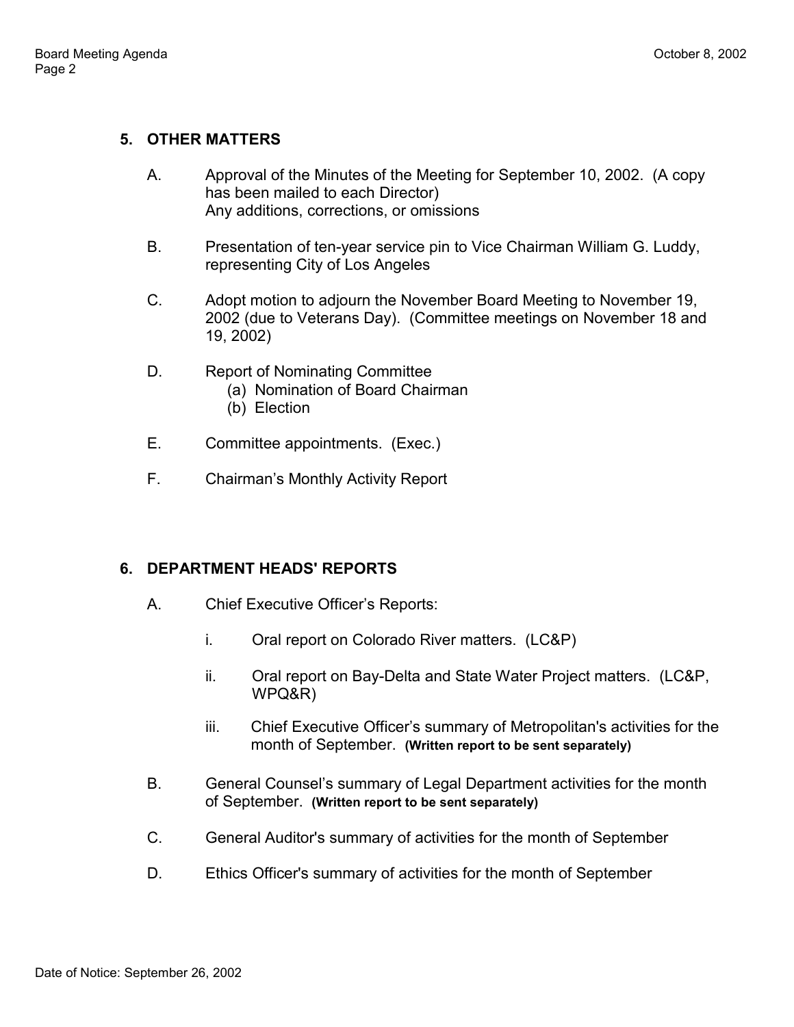## 5. OTHER MATTERS

A. Approval of the Minutes of the Meeting for September 10, 2002. (A copy has been mailed to each Director)
Any additions, corrections, or omissions

B. Presentation of ten-year service pin to Vice Chairman William G. Luddy, representing City of Los Angeles

C. Adopt motion to adjourn the November Board Meeting to November 19, 2002 (due to Veterans Day). (Committee meetings on November 18 and 19, 2002)

D. Report of Nominating Committee
   (a) Nomination of Board Chairman
   (b) Election

E. Committee appointments. (Exec.)

F. Chairman's Monthly Activity Report

## 6. DEPARTMENT HEADS' REPORTS

A. Chief Executive Officer's Reports:

   i. Oral report on Colorado River matters. (LC&P)

   ii. Oral report on Bay-Delta and State Water Project matters. (LC&P, WPQ&R)

   iii. Chief Executive Officer's summary of Metropolitan's activities for the month of September. **(Written report to be sent separately)**

B. General Counsel's summary of Legal Department activities for the month of September. **(Written report to be sent separately)**

C. General Auditor's summary of activities for the month of September

D. Ethics Officer's summary of activities for the month of September

Date of Notice: September 26, 2002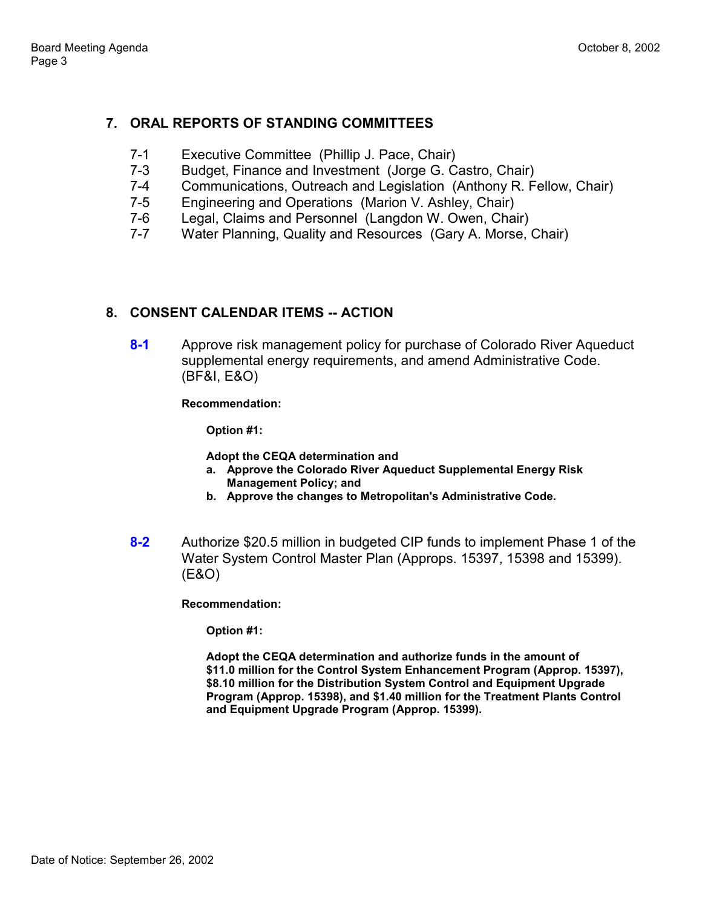## 7. ORAL REPORTS OF STANDING COMMITTEES

- 7-1 Executive Committee (Phillip J. Pace, Chair)
- 7-3 Budget, Finance and Investment (Jorge G. Castro, Chair)
- 7-4 Communications, Outreach and Legislation (Anthony R. Fellow, Chair)
- 7-5 Engineering and Operations (Marion V. Ashley, Chair)
- 7-6 Legal, Claims and Personnel (Langdon W. Owen, Chair)
- 7-7 Water Planning, Quality and Resources (Gary A. Morse, Chair)

## 8. CONSENT CALENDAR ITEMS -- ACTION

**8-1** Approve risk management policy for purchase of Colorado River Aqueduct supplemental energy requirements, and amend Administrative Code. (BF&I, E&O)

**Recommendation:**

**Option #1:**

**Adopt the CEQA determination and**

**a. Approve the Colorado River Aqueduct Supplemental Energy Risk Management Policy; and**

**b. Approve the changes to Metropolitan's Administrative Code.**

**8-2** Authorize $20.5 million in budgeted CIP funds to implement Phase 1 of the Water System Control Master Plan (Approps. 15397, 15398 and 15399). (E&O)

**Recommendation:**

**Option #1:**

**Adopt the CEQA determination and authorize funds in the amount of $11.0 million for the Control System Enhancement Program (Approp. 15397), $8.10 million for the Distribution System Control and Equipment Upgrade Program (Approp. 15398), and $1.40 million for the Treatment Plants Control and Equipment Upgrade Program (Approp. 15399).**

Date of Notice: September 26, 2002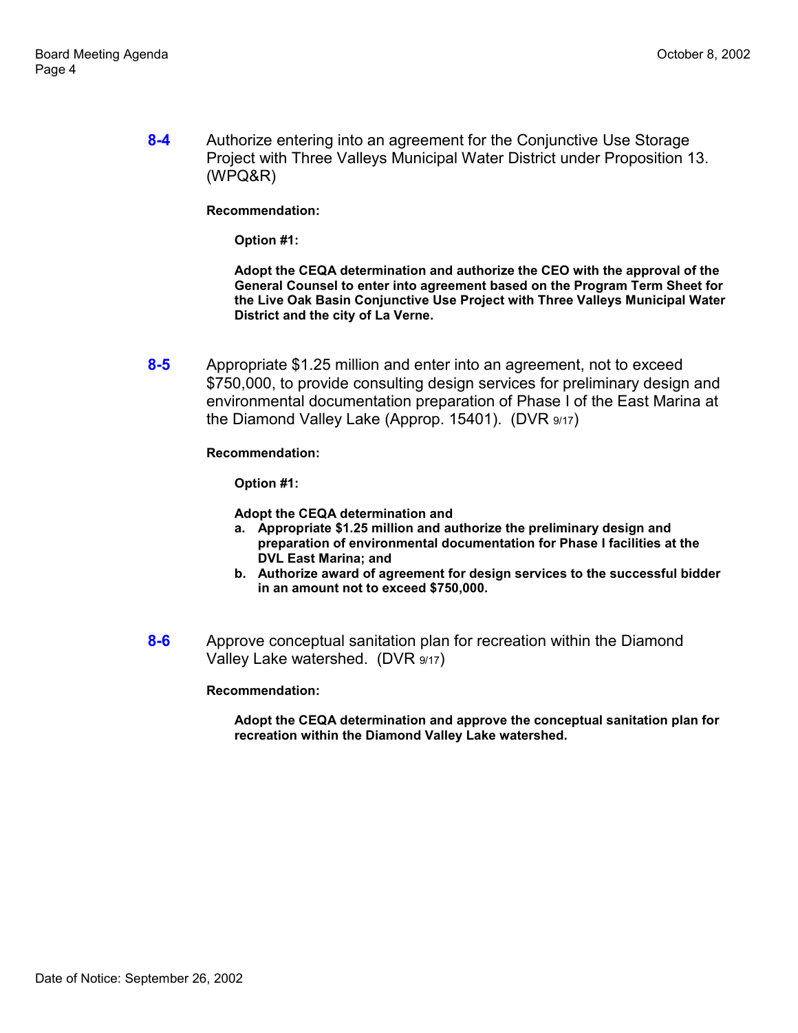**8-4** Authorize entering into an agreement for the Conjunctive Use Storage Project with Three Valleys Municipal Water District under Proposition 13. (WPQ&R)

**Recommendation:**

**Option #1:**

**Adopt the CEQA determination and authorize the CEO with the approval of the General Counsel to enter into agreement based on the Program Term Sheet for the Live Oak Basin Conjunctive Use Project with Three Valleys Municipal Water District and the city of La Verne.**

**8-5** Appropriate $1.25 million and enter into an agreement, not to exceed $750,000, to provide consulting design services for preliminary design and environmental documentation preparation of Phase I of the East Marina at the Diamond Valley Lake (Approp. 15401). (DVR 9/17)

**Recommendation:**

**Option #1:**

**Adopt the CEQA determination and**

- **a. Appropriate $1.25 million and authorize the preliminary design and preparation of environmental documentation for Phase I facilities at the DVL East Marina; and**
- **b. Authorize award of agreement for design services to the successful bidder in an amount not to exceed $750,000.**

**8-6** Approve conceptual sanitation plan for recreation within the Diamond Valley Lake watershed. (DVR 9/17)

**Recommendation:**

**Adopt the CEQA determination and approve the conceptual sanitation plan for recreation within the Diamond Valley Lake watershed.**

Date of Notice: September 26, 2002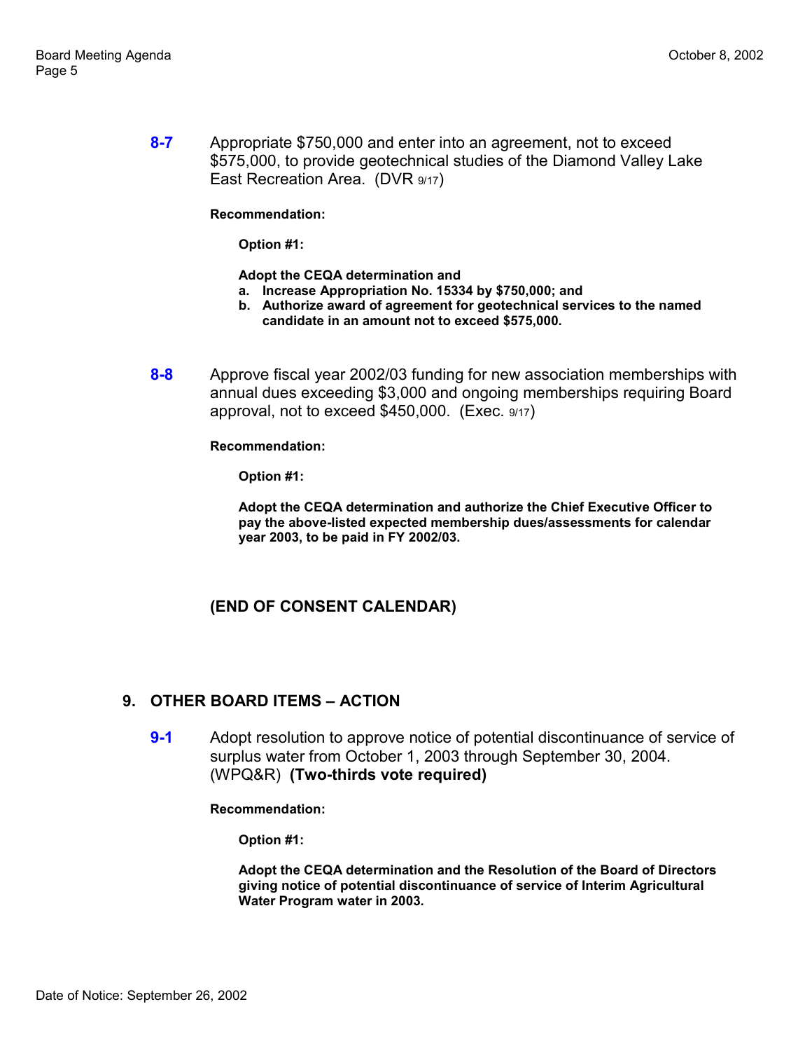**8-7** Appropriate $750,000 and enter into an agreement, not to exceed $575,000, to provide geotechnical studies of the Diamond Valley Lake East Recreation Area. (DVR 9/17)

**Recommendation:**

**Option #1:**

**Adopt the CEQA determination and**

**a. Increase Appropriation No. 15334 by $750,000; and**

**b. Authorize award of agreement for geotechnical services to the named candidate in an amount not to exceed $575,000.**

**8-8** Approve fiscal year 2002/03 funding for new association memberships with annual dues exceeding $3,000 and ongoing memberships requiring Board approval, not to exceed $450,000. (Exec. 9/17)

**Recommendation:**

**Option #1:**

**Adopt the CEQA determination and authorize the Chief Executive Officer to pay the above-listed expected membership dues/assessments for calendar year 2003, to be paid in FY 2002/03.**

**(END OF CONSENT CALENDAR)**

## 9. OTHER BOARD ITEMS – ACTION

**9-1** Adopt resolution to approve notice of potential discontinuance of service of surplus water from October 1, 2003 through September 30, 2004. (WPQ&R) **(Two-thirds vote required)**

**Recommendation:**

**Option #1:**

**Adopt the CEQA determination and the Resolution of the Board of Directors giving notice of potential discontinuance of service of Interim Agricultural Water Program water in 2003.**

Date of Notice: September 26, 2002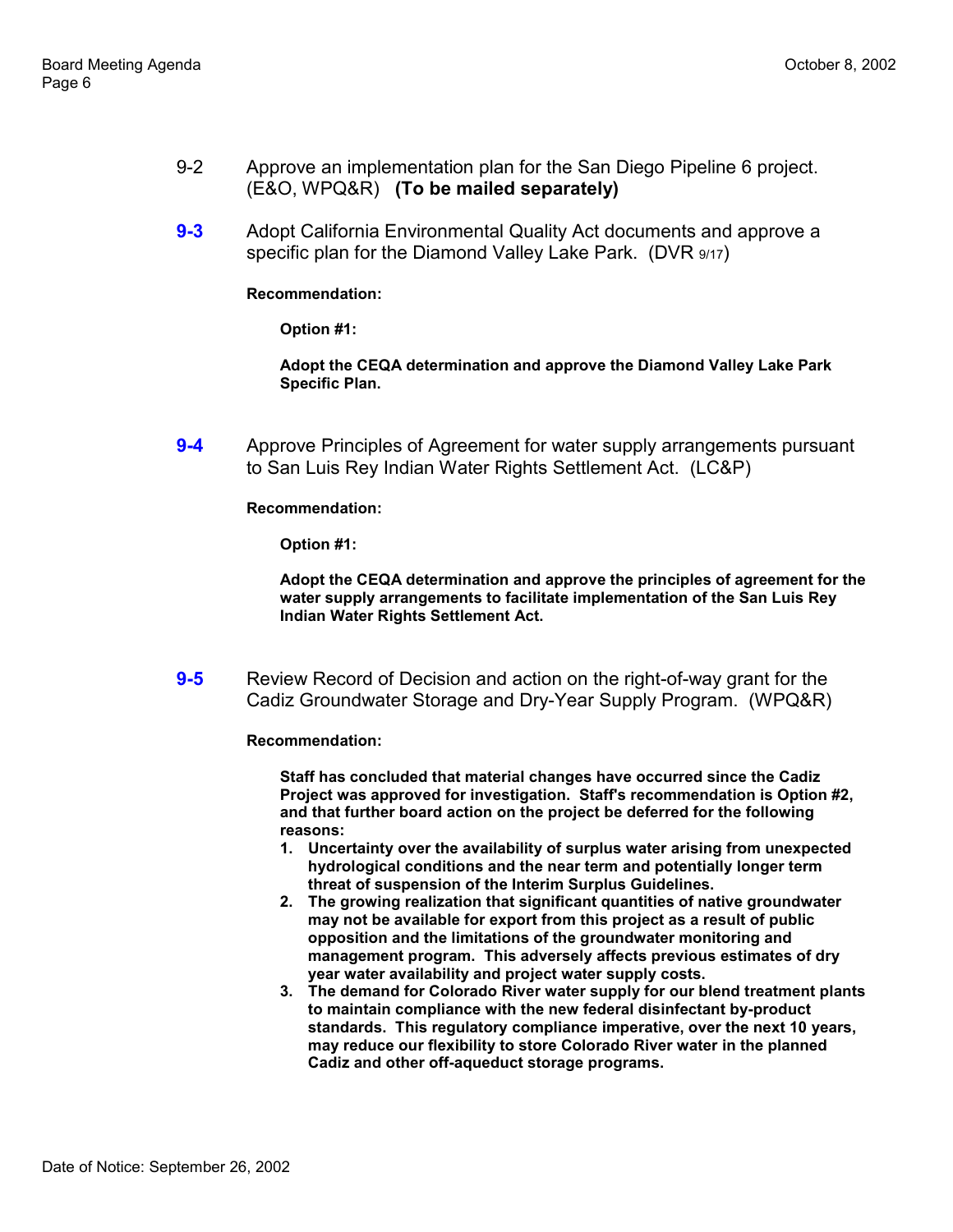9-2 Approve an implementation plan for the San Diego Pipeline 6 project. (E&O, WPQ&R) **(To be mailed separately)**

**9-3** Adopt California Environmental Quality Act documents and approve a specific plan for the Diamond Valley Lake Park. (DVR 9/17)

**Recommendation:**

**Option #1:**

**Adopt the CEQA determination and approve the Diamond Valley Lake Park Specific Plan.**

**9-4** Approve Principles of Agreement for water supply arrangements pursuant to San Luis Rey Indian Water Rights Settlement Act. (LC&P)

**Recommendation:**

**Option #1:**

**Adopt the CEQA determination and approve the principles of agreement for the water supply arrangements to facilitate implementation of the San Luis Rey Indian Water Rights Settlement Act.**

**9-5** Review Record of Decision and action on the right-of-way grant for the Cadiz Groundwater Storage and Dry-Year Supply Program. (WPQ&R)

**Recommendation:**

**Staff has concluded that material changes have occurred since the Cadiz Project was approved for investigation. Staff's recommendation is Option #2, and that further board action on the project be deferred for the following reasons:**

1. **Uncertainty over the availability of surplus water arising from unexpected hydrological conditions and the near term and potentially longer term threat of suspension of the Interim Surplus Guidelines.**
2. **The growing realization that significant quantities of native groundwater may not be available for export from this project as a result of public opposition and the limitations of the groundwater monitoring and management program. This adversely affects previous estimates of dry year water availability and project water supply costs.**
3. **The demand for Colorado River water supply for our blend treatment plants to maintain compliance with the new federal disinfectant by-product standards. This regulatory compliance imperative, over the next 10 years, may reduce our flexibility to store Colorado River water in the planned Cadiz and other off-aqueduct storage programs.**

Date of Notice: September 26, 2002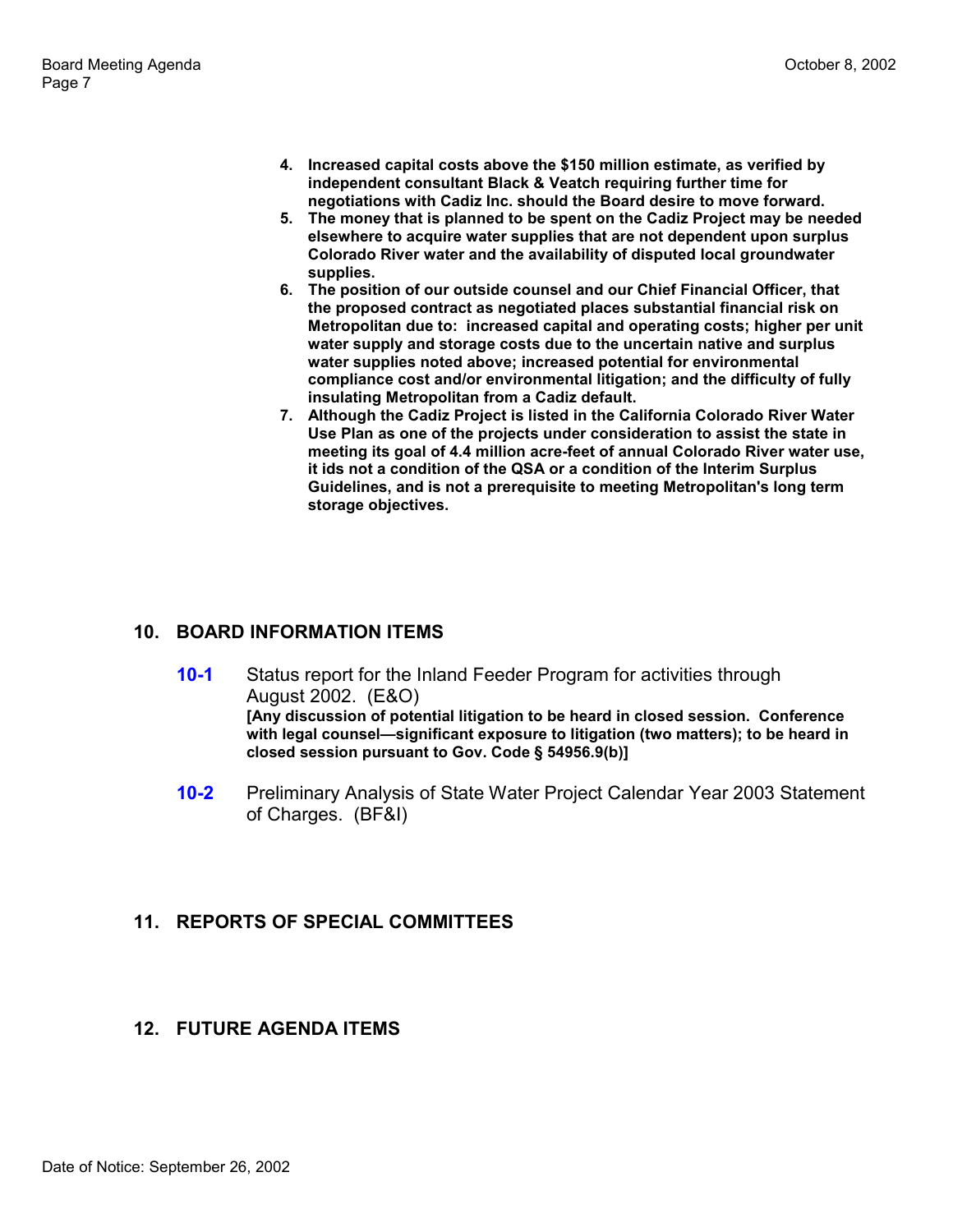4. **Increased capital costs above the $150 million estimate, as verified by independent consultant Black & Veatch requiring further time for negotiations with Cadiz Inc. should the Board desire to move forward.**
5. **The money that is planned to be spent on the Cadiz Project may be needed elsewhere to acquire water supplies that are not dependent upon surplus Colorado River water and the availability of disputed local groundwater supplies.**
6. **The position of our outside counsel and our Chief Financial Officer, that the proposed contract as negotiated places substantial financial risk on Metropolitan due to: increased capital and operating costs; higher per unit water supply and storage costs due to the uncertain native and surplus water supplies noted above; increased potential for environmental compliance cost and/or environmental litigation; and the difficulty of fully insulating Metropolitan from a Cadiz default.**
7. **Although the Cadiz Project is listed in the California Colorado River Water Use Plan as one of the projects under consideration to assist the state in meeting its goal of 4.4 million acre-feet of annual Colorado River water use, it ids not a condition of the QSA or a condition of the Interim Surplus Guidelines, and is not a prerequisite to meeting Metropolitan's long term storage objectives.**

## 10. BOARD INFORMATION ITEMS

**10-1** Status report for the Inland Feeder Program for activities through August 2002. (E&O)
**[Any discussion of potential litigation to be heard in closed session. Conference with legal counsel—significant exposure to litigation (two matters); to be heard in closed session pursuant to Gov. Code § 54956.9(b)]**

**10-2** Preliminary Analysis of State Water Project Calendar Year 2003 Statement of Charges. (BF&I)

## 11. REPORTS OF SPECIAL COMMITTEES

## 12. FUTURE AGENDA ITEMS

Date of Notice: September 26, 2002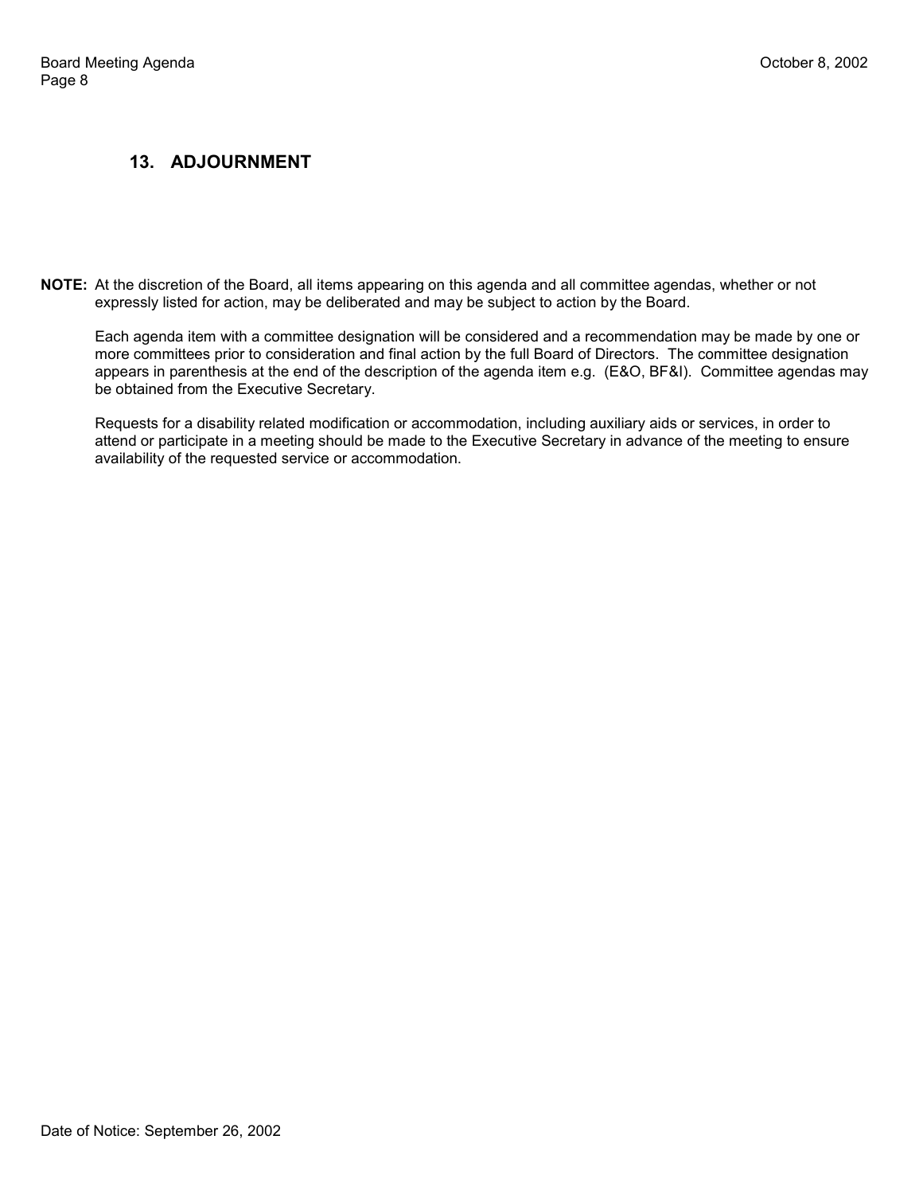## 13. ADJOURNMENT

**NOTE:** At the discretion of the Board, all items appearing on this agenda and all committee agendas, whether or not expressly listed for action, may be deliberated and may be subject to action by the Board.

Each agenda item with a committee designation will be considered and a recommendation may be made by one or more committees prior to consideration and final action by the full Board of Directors. The committee designation appears in parenthesis at the end of the description of the agenda item e.g. (E&O, BF&I). Committee agendas may be obtained from the Executive Secretary.

Requests for a disability related modification or accommodation, including auxiliary aids or services, in order to attend or participate in a meeting should be made to the Executive Secretary in advance of the meeting to ensure availability of the requested service or accommodation.

Date of Notice: September 26, 2002